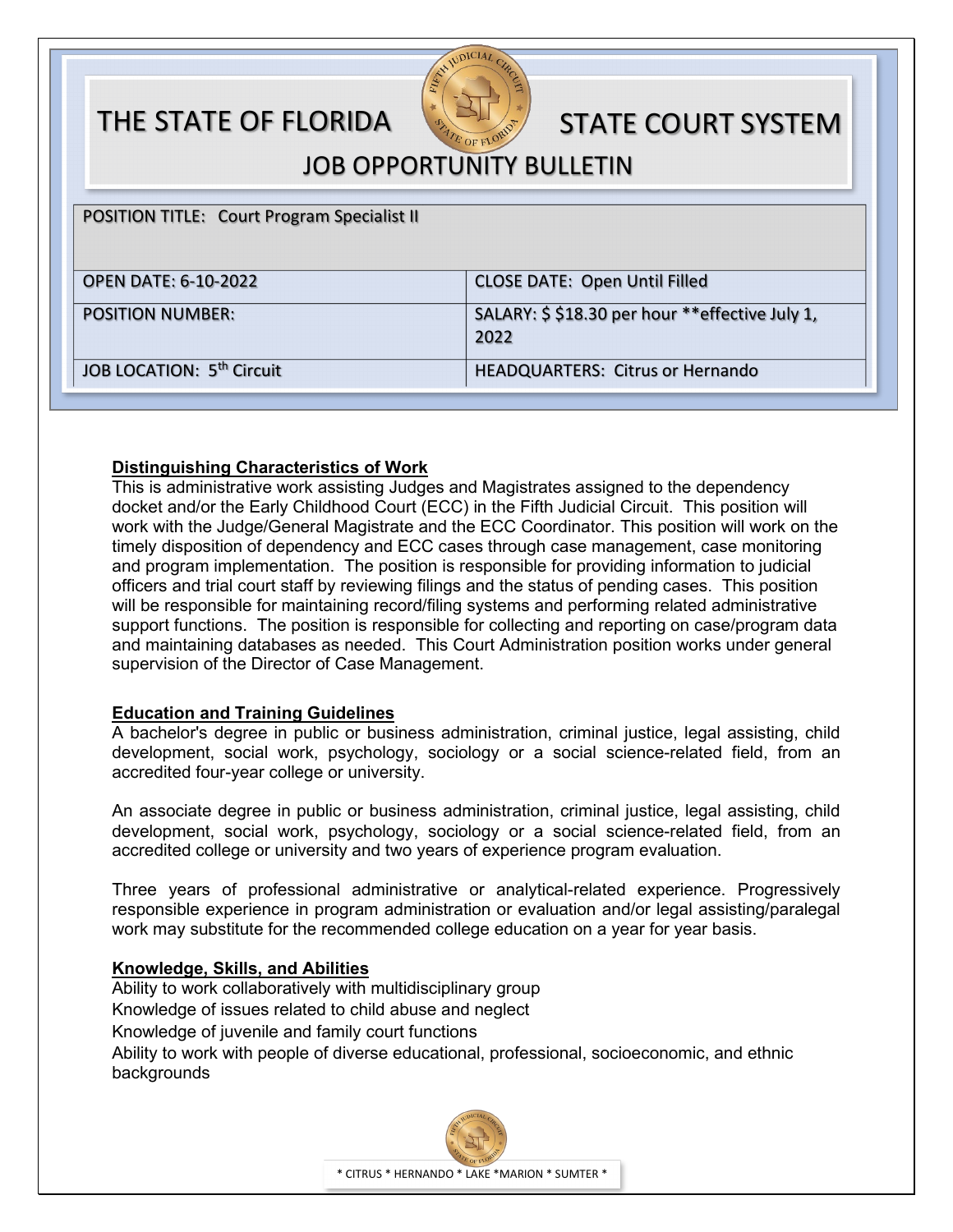# THE STATE OF FLORIDA STATE COURT SYSTEM

## JOB OPPORTUNITY BULLETIN

| POSITION TITLE: Court Program Specialist II | |
|---|---|
| OPEN DATE: 6-10-2022 | CLOSE DATE: Open Until Filled |
| POSITION NUMBER: | SALARY: $ $18.30 per hour **effective July 1, 2022 |
| JOB LOCATION: 5th Circuit | HEADQUARTERS: Citrus or Hernando |

### Distinguishing Characteristics of Work

This is administrative work assisting Judges and Magistrates assigned to the dependency docket and/or the Early Childhood Court (ECC) in the Fifth Judicial Circuit. This position will work with the Judge/General Magistrate and the ECC Coordinator. This position will work on the timely disposition of dependency and ECC cases through case management, case monitoring and program implementation. The position is responsible for providing information to judicial officers and trial court staff by reviewing filings and the status of pending cases. This position will be responsible for maintaining record/filing systems and performing related administrative support functions. The position is responsible for collecting and reporting on case/program data and maintaining databases as needed. This Court Administration position works under general supervision of the Director of Case Management.

### Education and Training Guidelines

A bachelor's degree in public or business administration, criminal justice, legal assisting, child development, social work, psychology, sociology or a social science-related field, from an accredited four-year college or university.

An associate degree in public or business administration, criminal justice, legal assisting, child development, social work, psychology, sociology or a social science-related field, from an accredited college or university and two years of experience program evaluation.

Three years of professional administrative or analytical-related experience. Progressively responsible experience in program administration or evaluation and/or legal assisting/paralegal work may substitute for the recommended college education on a year for year basis.

### Knowledge, Skills, and Abilities

Ability to work collaboratively with multidisciplinary group
Knowledge of issues related to child abuse and neglect
Knowledge of juvenile and family court functions
Ability to work with people of diverse educational, professional, socioeconomic, and ethnic backgrounds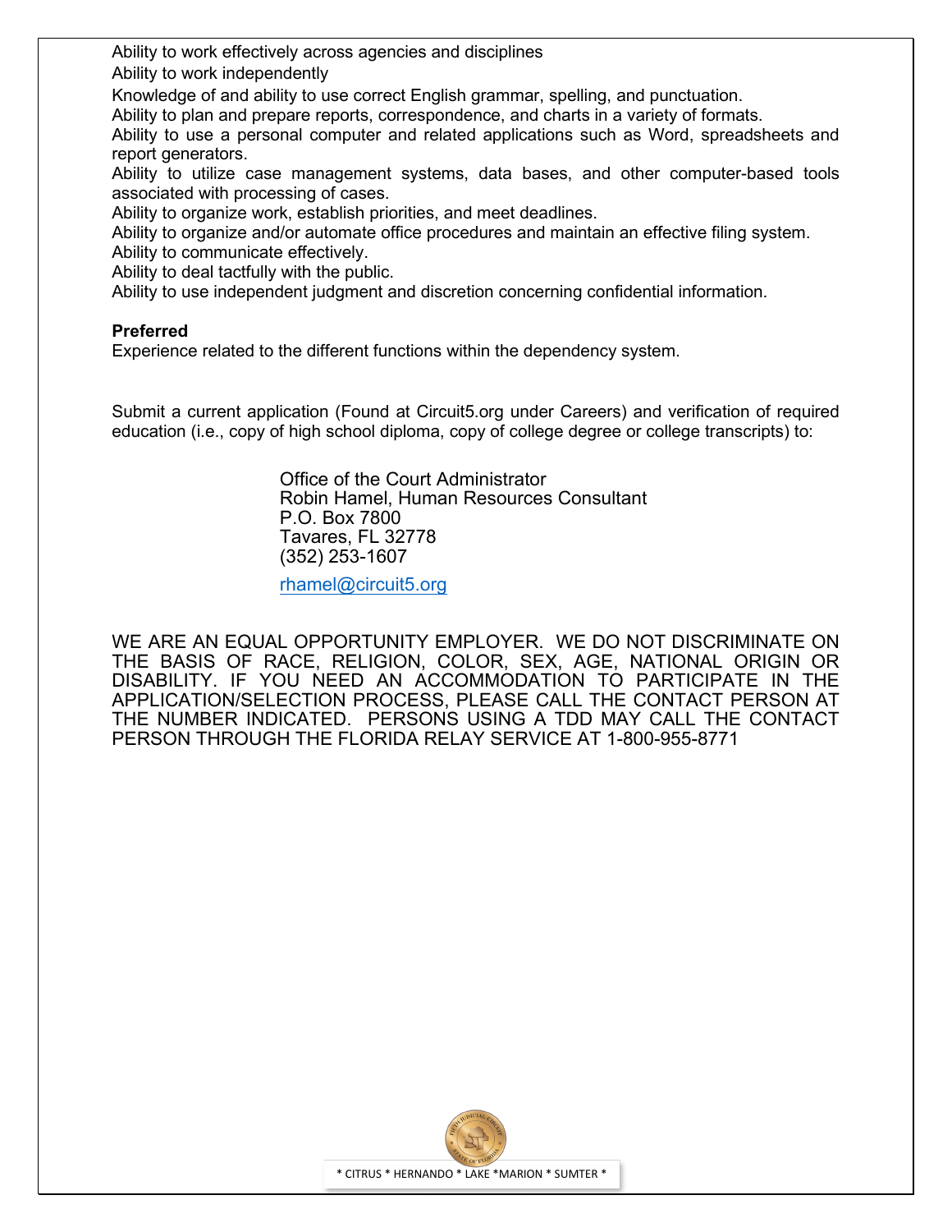Ability to work effectively across agencies and disciplines
Ability to work independently
Knowledge of and ability to use correct English grammar, spelling, and punctuation.
Ability to plan and prepare reports, correspondence, and charts in a variety of formats.
Ability to use a personal computer and related applications such as Word, spreadsheets and report generators.
Ability to utilize case management systems, data bases, and other computer-based tools associated with processing of cases.
Ability to organize work, establish priorities, and meet deadlines.
Ability to organize and/or automate office procedures and maintain an effective filing system.
Ability to communicate effectively.
Ability to deal tactfully with the public.
Ability to use independent judgment and discretion concerning confidential information.

**Preferred**
Experience related to the different functions within the dependency system.

Submit a current application (Found at Circuit5.org under Careers) and verification of required education (i.e., copy of high school diploma, copy of college degree or college transcripts) to:

Office of the Court Administrator
Robin Hamel, Human Resources Consultant
P.O. Box 7800
Tavares, FL 32778
(352) 253-1607

rhamel@circuit5.org

WE ARE AN EQUAL OPPORTUNITY EMPLOYER. WE DO NOT DISCRIMINATE ON THE BASIS OF RACE, RELIGION, COLOR, SEX, AGE, NATIONAL ORIGIN OR DISABILITY. IF YOU NEED AN ACCOMMODATION TO PARTICIPATE IN THE APPLICATION/SELECTION PROCESS, PLEASE CALL THE CONTACT PERSON AT THE NUMBER INDICATED. PERSONS USING A TDD MAY CALL THE CONTACT PERSON THROUGH THE FLORIDA RELAY SERVICE AT 1-800-955-8771

* CITRUS * HERNANDO * LAKE *MARION * SUMTER *